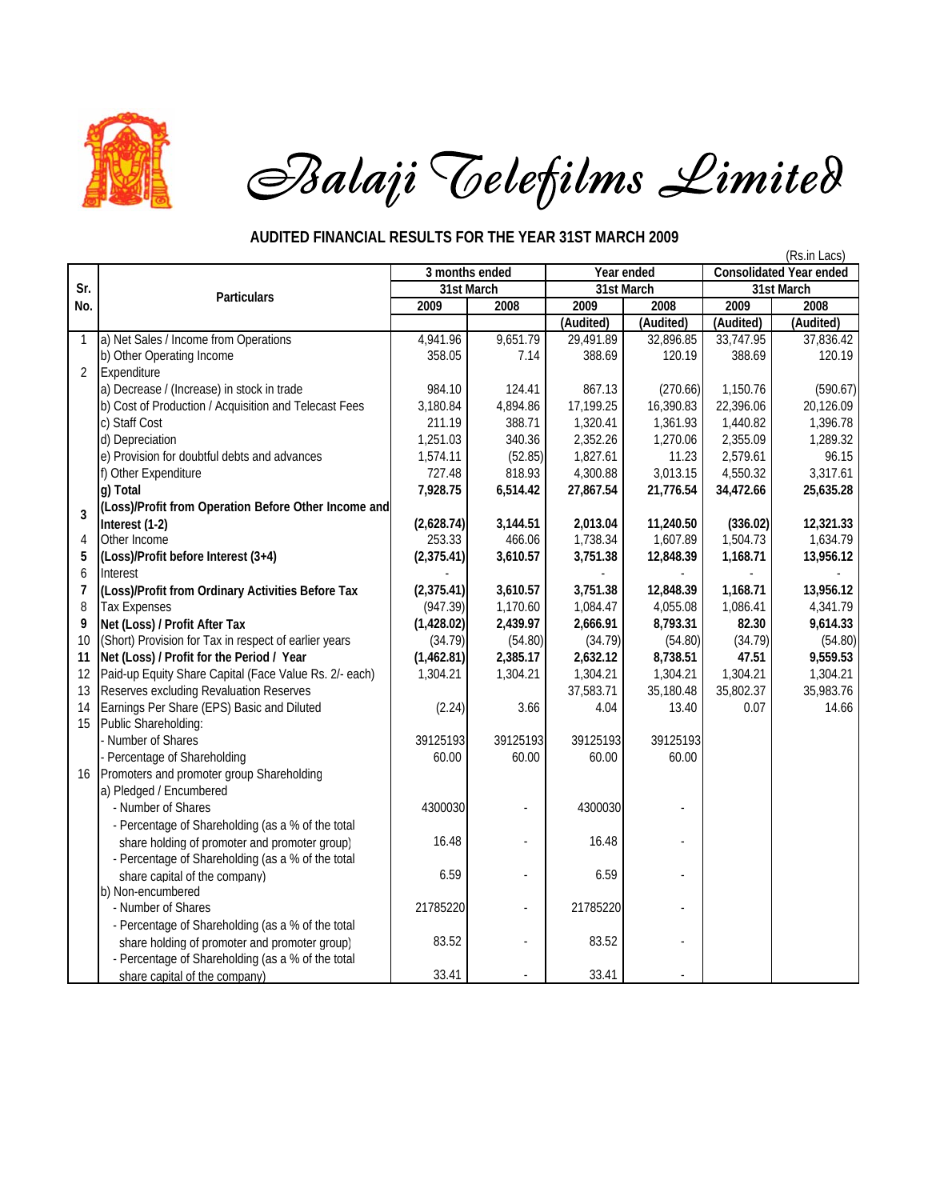# Balaji Telefilms Limited

## AUDITED FINANCIAL RESULTS FOR THE YEAR 31ST MARCH 2009

(Rs.in Lacs)

| Sr. No. | Particulars | 3 months ended 31st March | | Year ended 31st March | | Consolidated Year ended 31st March | |
|---|---|---|---|---|---|---|---|
| | | 2009 | 2008 | 2009 | 2008 | 2009 | 2008 |
| | | | | (Audited) | (Audited) | (Audited) | (Audited) |
| 1 | a) Net Sales / Income from Operations | 4,941.96 | 9,651.79 | 29,491.89 | 32,896.85 | 33,747.95 | 37,836.42 |
| | b) Other Operating Income | 358.05 | 7.14 | 388.69 | 120.19 | 388.69 | 120.19 |
| 2 | Expenditure | | | | | | |
| | a) Decrease / (Increase) in stock in trade | 984.10 | 124.41 | 867.13 | (270.66) | 1,150.76 | (590.67) |
| | b) Cost of Production / Acquisition and Telecast Fees | 3,180.84 | 4,894.86 | 17,199.25 | 16,390.83 | 22,396.06 | 20,126.09 |
| | c) Staff Cost | 211.19 | 388.71 | 1,320.41 | 1,361.93 | 1,440.82 | 1,396.78 |
| | d) Depreciation | 1,251.03 | 340.36 | 2,352.26 | 1,270.06 | 2,355.09 | 1,289.32 |
| | e) Provision for doubtful debts and advances | 1,574.11 | (52.85) | 1,827.61 | 11.23 | 2,579.61 | 96.15 |
| | f) Other Expenditure | 727.48 | 818.93 | 4,300.88 | 3,013.15 | 4,550.32 | 3,317.61 |
| | **g) Total** | **7,928.75** | **6,514.42** | **27,867.54** | **21,776.54** | **34,472.66** | **25,635.28** |
| **3** | **(Loss)/Profit from Operation Before Other Income and Interest (1-2)** | **(2,628.74)** | **3,144.51** | **2,013.04** | **11,240.50** | **(336.02)** | **12,321.33** |
| 4 | Other Income | 253.33 | 466.06 | 1,738.34 | 1,607.89 | 1,504.73 | 1,634.79 |
| **5** | **(Loss)/Profit before Interest (3+4)** | **(2,375.41)** | **3,610.57** | **3,751.38** | **12,848.39** | **1,168.71** | **13,956.12** |
| 6 | Interest | - | - | - | - | - | - |
| **7** | **(Loss)/Profit from Ordinary Activities Before Tax** | **(2,375.41)** | **3,610.57** | **3,751.38** | **12,848.39** | **1,168.71** | **13,956.12** |
| 8 | Tax Expenses | (947.39) | 1,170.60 | 1,084.47 | 4,055.08 | 1,086.41 | 4,341.79 |
| **9** | **Net (Loss) / Profit After Tax** | **(1,428.02)** | **2,439.97** | **2,666.91** | **8,793.31** | **82.30** | **9,614.33** |
| 10 | (Short) Provision for Tax in respect of earlier years | (34.79) | (54.80) | (34.79) | (54.80) | (34.79) | (54.80) |
| **11** | **Net (Loss) / Profit for the Period / Year** | **(1,462.81)** | **2,385.17** | **2,632.12** | **8,738.51** | **47.51** | **9,559.53** |
| 12 | Paid-up Equity Share Capital (Face Value Rs. 2/- each) | 1,304.21 | 1,304.21 | 1,304.21 | 1,304.21 | 1,304.21 | 1,304.21 |
| 13 | Reserves excluding Revaluation Reserves | | | 37,583.71 | 35,180.48 | 35,802.37 | 35,983.76 |
| 14 | Earnings Per Share (EPS) Basic and Diluted | (2.24) | 3.66 | 4.04 | 13.40 | 0.07 | 14.66 |
| 15 | Public Shareholding: | | | | | | |
| | - Number of Shares | 39125193 | 39125193 | 39125193 | 39125193 | | |
| | - Percentage of Shareholding | 60.00 | 60.00 | 60.00 | 60.00 | | |
| 16 | Promoters and promoter group Shareholding | | | | | | |
| | a) Pledged / Encumbered | | | | | | |
| | - Number of Shares | 4300030 | - | 4300030 | - | | |
| | - Percentage of Shareholding (as a % of the total share holding of promoter and promoter group) | 16.48 | - | 16.48 | - | | |
| | - Percentage of Shareholding (as a % of the total share capital of the company) | 6.59 | - | 6.59 | - | | |
| | b) Non-encumbered | | | | | | |
| | - Number of Shares | 21785220 | - | 21785220 | - | | |
| | - Percentage of Shareholding (as a % of the total share holding of promoter and promoter group) | 83.52 | - | 83.52 | - | | |
| | - Percentage of Shareholding (as a % of the total share capital of the company) | 33.41 | - | 33.41 | - | | |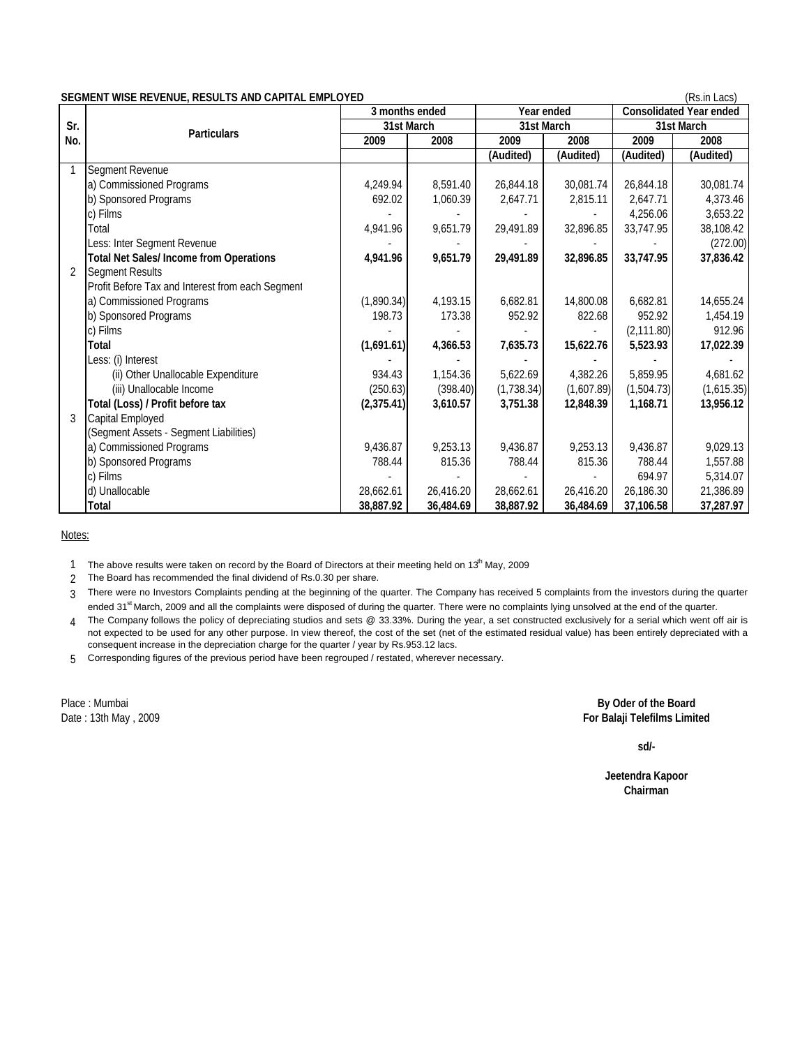**SEGMENT WISE REVENUE, RESULTS AND CAPITAL EMPLOYED**

(Rs.in Lacs)

| Sr. No. | Particulars | 3 months ended | | Year ended | | Consolidated Year ended | |
|---|---|---|---|---|---|---|---|
| | | 31st March | | 31st March | | 31st March | |
| | | 2009 | 2008 | 2009 | 2008 | 2009 | 2008 |
| | | | | (Audited) | (Audited) | (Audited) | (Audited) |
| 1 | Segment Revenue | | | | | | |
| | a) Commissioned Programs | 4,249.94 | 8,591.40 | 26,844.18 | 30,081.74 | 26,844.18 | 30,081.74 |
| | b) Sponsored Programs | 692.02 | 1,060.39 | 2,647.71 | 2,815.11 | 2,647.71 | 4,373.46 |
| | c) Films | - | - | - | - | 4,256.06 | 3,653.22 |
| | Total | 4,941.96 | 9,651.79 | 29,491.89 | 32,896.85 | 33,747.95 | 38,108.42 |
| | Less: Inter Segment Revenue | - | - | - | - | - | (272.00) |
| | **Total Net Sales/ Income from Operations** | **4,941.96** | **9,651.79** | **29,491.89** | **32,896.85** | **33,747.95** | **37,836.42** |
| 2 | Segment Results | | | | | | |
| | Profit Before Tax and Interest from each Segment | | | | | | |
| | a) Commissioned Programs | (1,890.34) | 4,193.15 | 6,682.81 | 14,800.08 | 6,682.81 | 14,655.24 |
| | b) Sponsored Programs | 198.73 | 173.38 | 952.92 | 822.68 | 952.92 | 1,454.19 |
| | c) Films | - | - | - | - | (2,111.80) | 912.96 |
| | **Total** | **(1,691.61)** | **4,366.53** | **7,635.73** | **15,622.76** | **5,523.93** | **17,022.39** |
| | Less: (i) Interest | - | - | - | - | - | - |
| | (ii) Other Unallocable Expenditure | 934.43 | 1,154.36 | 5,622.69 | 4,382.26 | 5,859.95 | 4,681.62 |
| | (iii) Unallocable Income | (250.63) | (398.40) | (1,738.34) | (1,607.89) | (1,504.73) | (1,615.35) |
| | **Total (Loss) / Profit before tax** | **(2,375.41)** | **3,610.57** | **3,751.38** | **12,848.39** | **1,168.71** | **13,956.12** |
| 3 | Capital Employed | | | | | | |
| | (Segment Assets - Segment Liabilities) | | | | | | |
| | a) Commissioned Programs | 9,436.87 | 9,253.13 | 9,436.87 | 9,253.13 | 9,436.87 | 9,029.13 |
| | b) Sponsored Programs | 788.44 | 815.36 | 788.44 | 815.36 | 788.44 | 1,557.88 |
| | c) Films | - | - | - | - | 694.97 | 5,314.07 |
| | d) Unallocable | 28,662.61 | 26,416.20 | 28,662.61 | 26,416.20 | 26,186.30 | 21,386.89 |
| | **Total** | **38,887.92** | **36,484.69** | **38,887.92** | **36,484.69** | **37,106.58** | **37,287.97** |

Notes:

1. The above results were taken on record by the Board of Directors at their meeting held on 13th May, 2009
2. The Board has recommended the final dividend of Rs.0.30 per share.
3. There were no Investors Complaints pending at the beginning of the quarter. The Company has received 5 complaints from the investors during the quarter ended 31st March, 2009 and all the complaints were disposed of during the quarter. There were no complaints lying unsolved at the end of the quarter.
4. The Company follows the policy of depreciating studios and sets @ 33.33%. During the year, a set constructed exclusively for a serial which went off air is not expected to be used for any other purpose. In view thereof, the cost of the set (net of the estimated residual value) has been entirely depreciated with a consequent increase in the depreciation charge for the quarter / year by Rs.953.12 lacs.
5. Corresponding figures of the previous period have been regrouped / restated, wherever necessary.

Place : Mumbai
Date : 13th May , 2009

**By Oder of the Board**
**For Balaji Telefilms Limited**

**sd/-**

**Jeetendra Kapoor**
**Chairman**